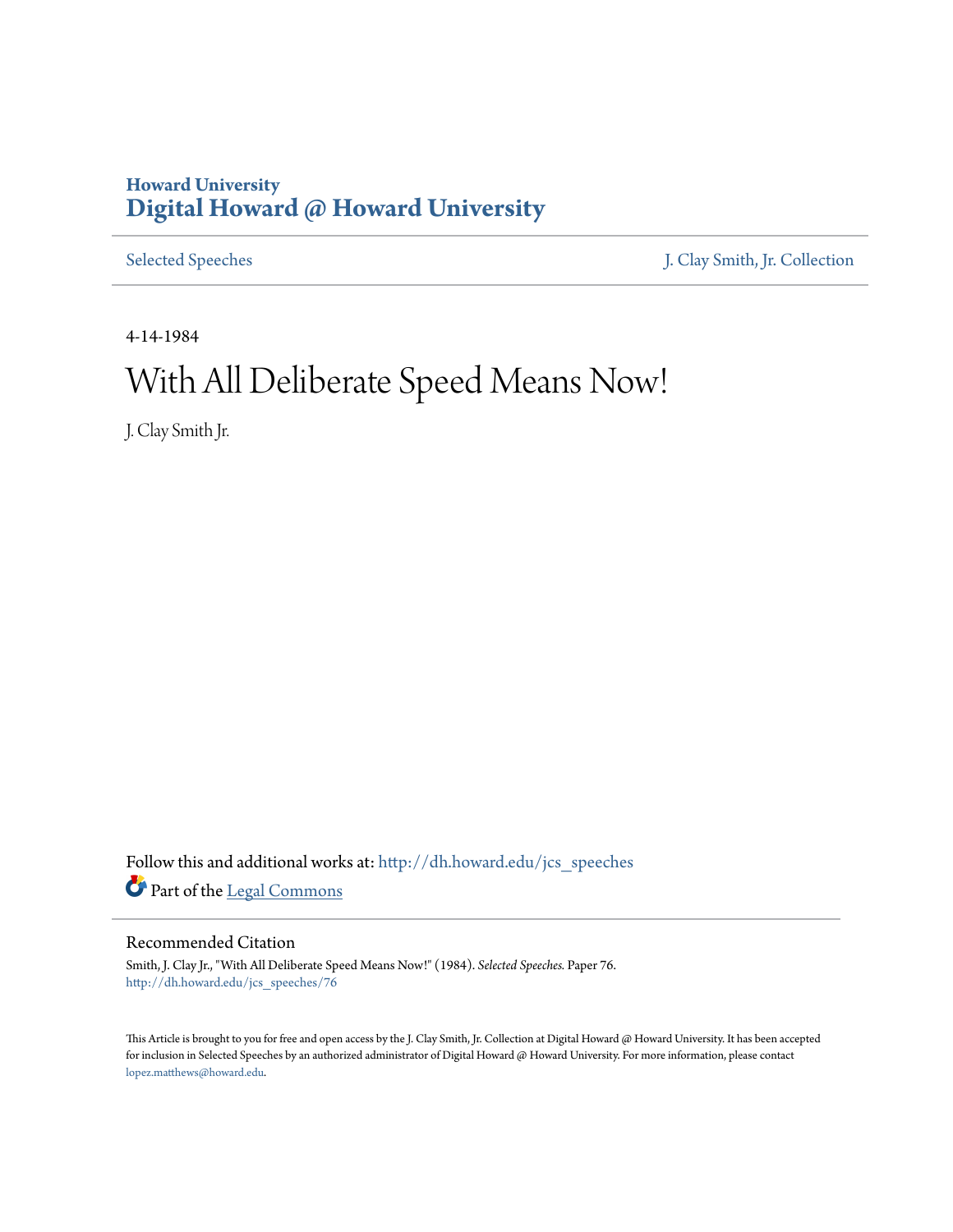Howard University
# Digital Howard @ Howard University

Selected Speeches | J. Clay Smith, Jr. Collection

4-14-1984

# With All Deliberate Speed Means Now!

J. Clay Smith Jr.

Follow this and additional works at: http://dh.howard.edu/jcs_speeches

Part of the Legal Commons

## Recommended Citation

Smith, J. Clay Jr., "With All Deliberate Speed Means Now!" (1984). *Selected Speeches.* Paper 76.
http://dh.howard.edu/jcs_speeches/76

This Article is brought to you for free and open access by the J. Clay Smith, Jr. Collection at Digital Howard @ Howard University. It has been accepted for inclusion in Selected Speeches by an authorized administrator of Digital Howard @ Howard University. For more information, please contact lopez.matthews@howard.edu.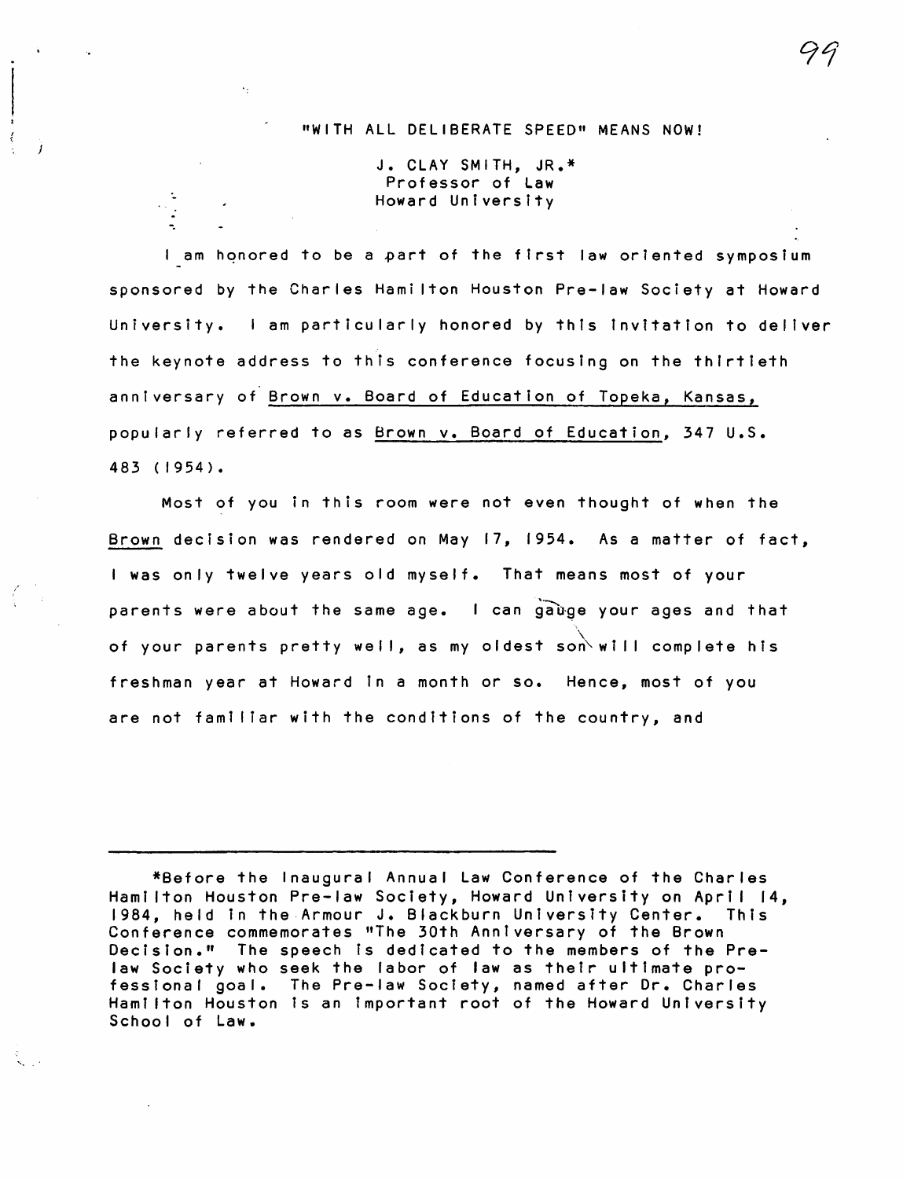"WITH ALL DELIBERATE SPEED" MEANS NOW!

J. CLAY SMITH, JR.*
Professor of Law
Howard University

I am honored to be a part of the first law oriented symposium sponsored by the Charles Hamilton Houston Pre-law Society at Howard University. I am particularly honored by this invitation to deliver the keynote address to this conference focusing on the thirtieth anniversary of Brown v. Board of Education of Topeka, Kansas, popularly referred to as Brown v. Board of Education, 347 U.S. 483 (1954).

Most of you in this room were not even thought of when the Brown decision was rendered on May 17, 1954. As a matter of fact, I was only twelve years old myself. That means most of your parents were about the same age. I can gauge your ages and that of your parents pretty well, as my oldest son will complete his freshman year at Howard in a month or so. Hence, most of you are not familiar with the conditions of the country, and

---

*Before the Inaugural Annual Law Conference of the Charles Hamilton Houston Pre-law Society, Howard University on April 14, 1984, held in the Armour J. Blackburn University Center. This Conference commemorates "The 30th Anniversary of the Brown Decision." The speech is dedicated to the members of the Pre-law Society who seek the labor of law as their ultimate professional goal. The Pre-law Society, named after Dr. Charles Hamilton Houston is an important root of the Howard University School of Law.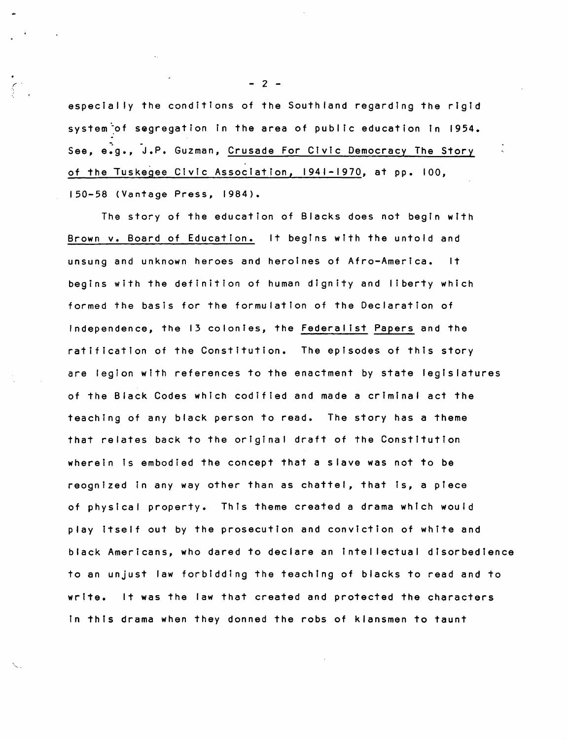especially the conditions of the Southland regarding the rigid system of segregation in the area of public education in 1954. See, e.g., J.P. Guzman, Crusade For Civic Democracy The Story of the Tuskegee Civic Association, 1941-1970, at pp. 100, 150-58 (Vantage Press, 1984).

The story of the education of Blacks does not begin with Brown v. Board of Education. It begins with the untold and unsung and unknown heroes and heroines of Afro-America. It begins with the definition of human dignity and liberty which formed the basis for the formulation of the Declaration of Independence, the 13 colonies, the Federalist Papers and the ratification of the Constitution. The episodes of this story are legion with references to the enactment by state legislatures of the Black Codes which codified and made a criminal act the teaching of any black person to read. The story has a theme that relates back to the original draft of the Constitution wherein is embodied the concept that a slave was not to be reognized in any way other than as chattel, that is, a piece of physical property. This theme created a drama which would play itself out by the prosecution and conviction of white and black Americans, who dared to declare an intellectual disorbedience to an unjust law forbidding the teaching of blacks to read and to write. It was the law that created and protected the characters in this drama when they donned the robs of klansmen to taunt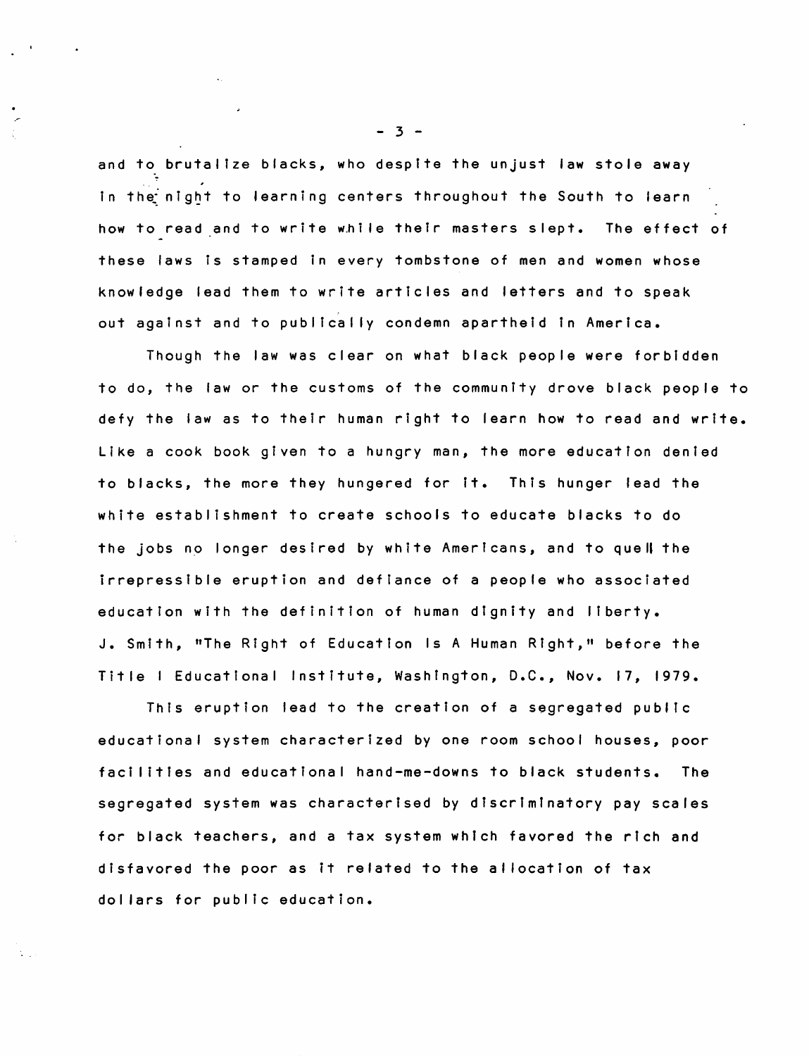and to brutalize blacks, who despite the unjust law stole away in the night to learning centers throughout the South to learn how to read and to write while their masters slept. The effect of these laws is stamped in every tombstone of men and women whose knowledge lead them to write articles and letters and to speak out against and to publically condemn apartheid in America.

Though the law was clear on what black people were forbidden to do, the law or the customs of the community drove black people to defy the law as to their human right to learn how to read and write. Like a cook book given to a hungry man, the more education denied to blacks, the more they hungered for it. This hunger lead the white establishment to create schools to educate blacks to do the jobs no longer desired by white Americans, and to quell the irrepressible eruption and defiance of a people who associated education with the definition of human dignity and liberty. J. Smith, "The Right of Education Is A Human Right," before the Title I Educational Institute, Washington, D.C., Nov. 17, 1979.

This eruption lead to the creation of a segregated public educational system characterized by one room school houses, poor facilities and educational hand-me-downs to black students. The segregated system was characterised by discriminatory pay scales for black teachers, and a tax system which favored the rich and disfavored the poor as it related to the allocation of tax dollars for public education.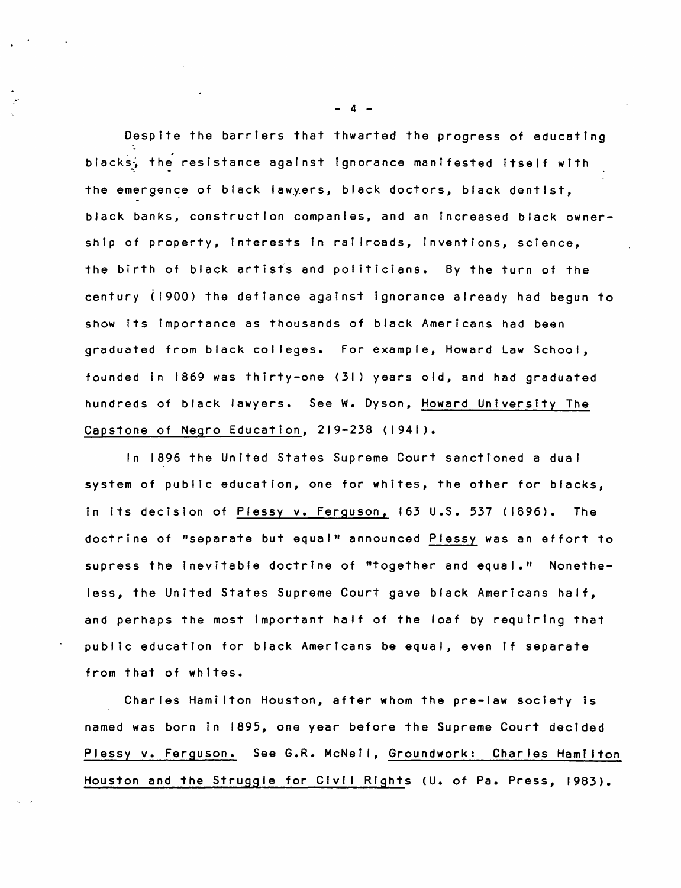Despite the barriers that thwarted the progress of educating blacks, the resistance against ignorance manifested itself with the emergence of black lawyers, black doctors, black dentist, black banks, construction companies, and an increased black ownership of property, interests in railroads, inventions, science, the birth of black artists and politicians. By the turn of the century (1900) the defiance against ignorance already had begun to show its importance as thousands of black Americans had been graduated from black colleges. For example, Howard Law School, founded in 1869 was thirty-one (31) years old, and had graduated hundreds of black lawyers. See W. Dyson, Howard University The Capstone of Negro Education, 219-238 (1941).

In 1896 the United States Supreme Court sanctioned a dual system of public education, one for whites, the other for blacks, in its decision of Plessy v. Ferguson, 163 U.S. 537 (1896). The doctrine of "separate but equal" announced Plessy was an effort to supress the inevitable doctrine of "together and equal." Nonetheless, the United States Supreme Court gave black Americans half, and perhaps the most important half of the loaf by requiring that public education for black Americans be equal, even if separate from that of whites.

Charles Hamilton Houston, after whom the pre-law society is named was born in 1895, one year before the Supreme Court decided Plessy v. Ferguson. See G.R. McNeil, Groundwork: Charles Hamilton Houston and the Struggle for Civil Rights (U. of Pa. Press, 1983).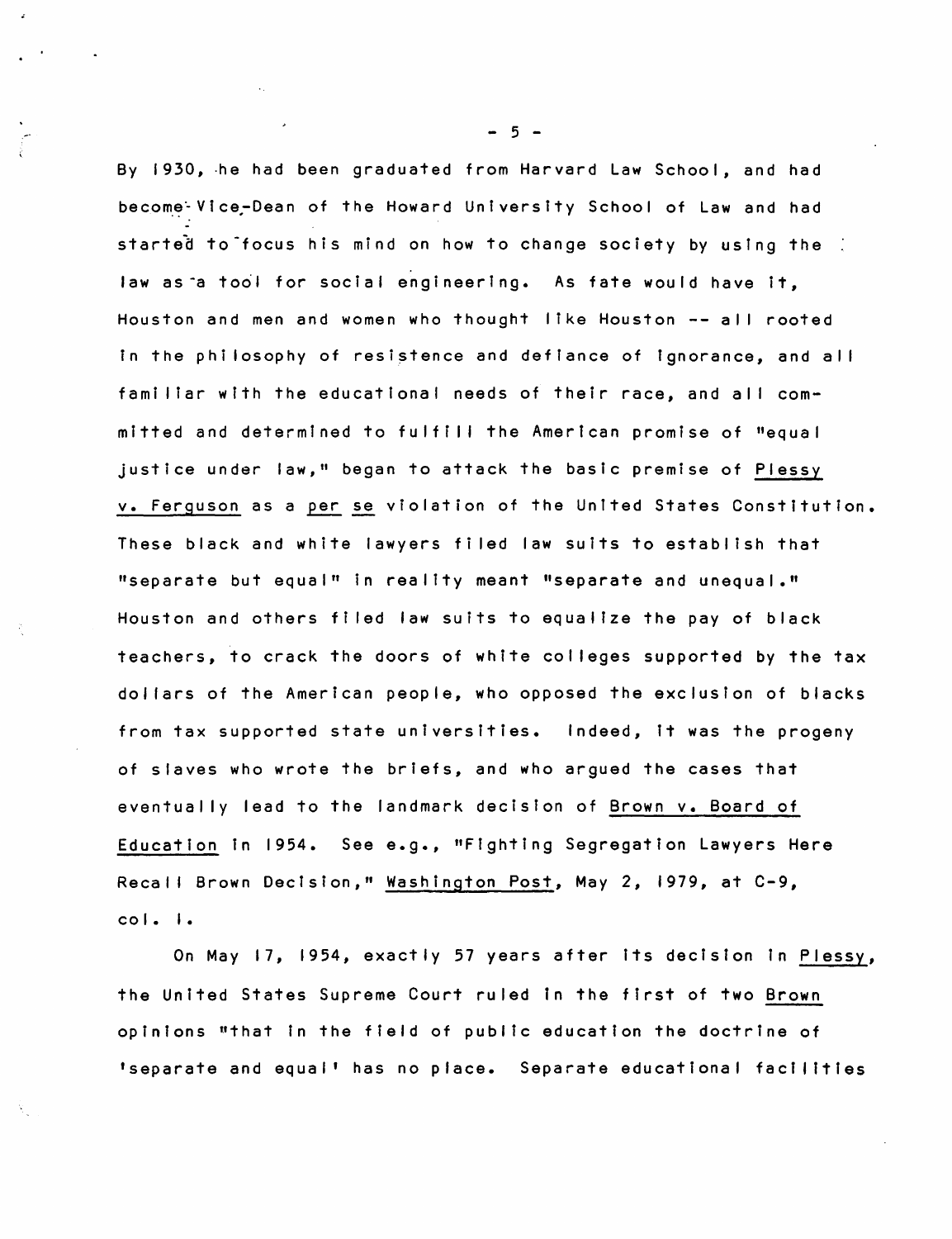By 1930, he had been graduated from Harvard Law School, and had become Vice-Dean of the Howard University School of Law and had started to focus his mind on how to change society by using the law as a tool for social engineering. As fate would have it, Houston and men and women who thought like Houston -- all rooted in the philosophy of resistence and defiance of ignorance, and all familiar with the educational needs of their race, and all committed and determined to fulfill the American promise of "equal justice under law," began to attack the basic premise of Plessy v. Ferguson as a per se violation of the United States Constitution. These black and white lawyers filed law suits to establish that "separate but equal" in reality meant "separate and unequal." Houston and others filed law suits to equalize the pay of black teachers, to crack the doors of white colleges supported by the tax dollars of the American people, who opposed the exclusion of blacks from tax supported state universities. Indeed, it was the progeny of slaves who wrote the briefs, and who argued the cases that eventually lead to the landmark decision of Brown v. Board of Education in 1954. See e.g., "Fighting Segregation Lawyers Here Recall Brown Decision," Washington Post, May 2, 1979, at C-9, col. 1.

On May 17, 1954, exactly 57 years after its decision in Plessy, the United States Supreme Court ruled in the first of two Brown opinions "that in the field of public education the doctrine of 'separate and equal' has no place. Separate educational facilities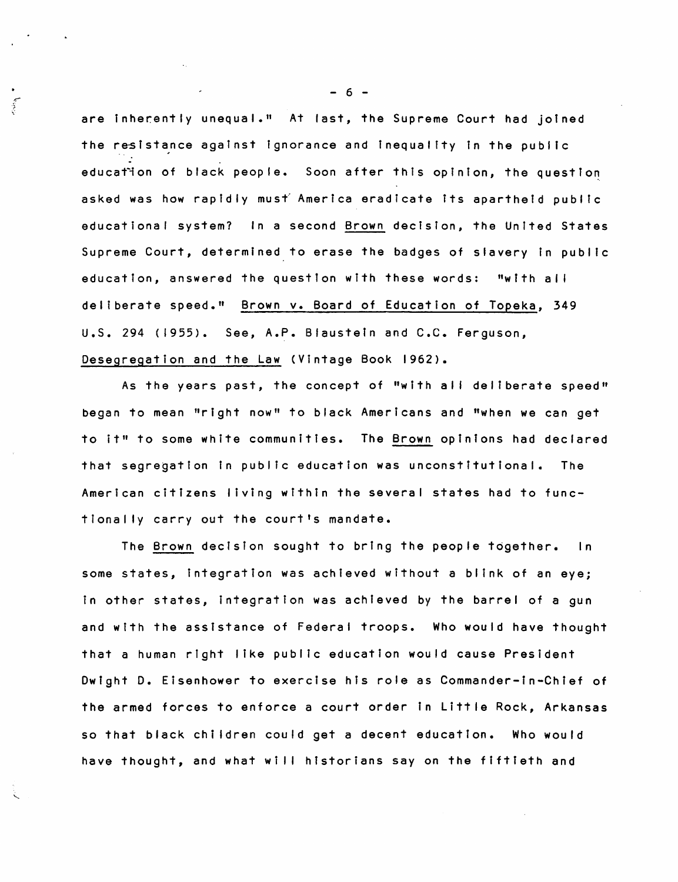are inherently unequal." At last, the Supreme Court had joined the resistance against ignorance and inequality in the public education of black people. Soon after this opinion, the question asked was how rapidly must America eradicate its apartheid public educational system? In a second Brown decision, the United States Supreme Court, determined to erase the badges of slavery in public education, answered the question with these words: "with all deliberate speed." Brown v. Board of Education of Topeka, 349 U.S. 294 (1955). See, A.P. Blaustein and C.C. Ferguson, Desegregation and the Law (Vintage Book 1962).

As the years past, the concept of "with all deliberate speed" began to mean "right now" to black Americans and "when we can get to it" to some white communities. The Brown opinions had declared that segregation in public education was unconstitutional. The American citizens living within the several states had to functionally carry out the court's mandate.

The Brown decision sought to bring the people together. In some states, integration was achieved without a blink of an eye; in other states, integration was achieved by the barrel of a gun and with the assistance of Federal troops. Who would have thought that a human right like public education would cause President Dwight D. Eisenhower to exercise his role as Commander-in-Chief of the armed forces to enforce a court order in Little Rock, Arkansas so that black children could get a decent education. Who would have thought, and what will historians say on the fiftieth and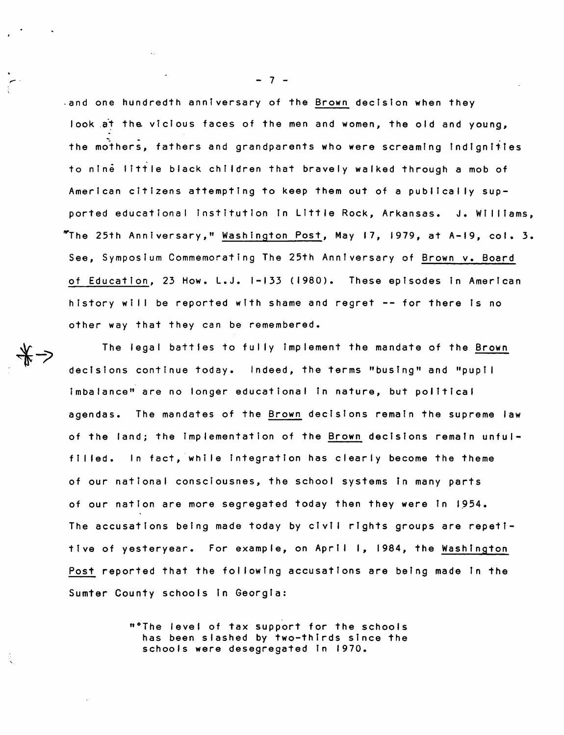and one hundredth anniversary of the Brown decision when they look at the vicious faces of the men and women, the old and young, the mothers, fathers and grandparents who were screaming indignities to nine little black children that bravely walked through a mob of American citizens attempting to keep them out of a publically supported educational institution in Little Rock, Arkansas. J. Williams, "The 25th Anniversary," Washington Post, May 17, 1979, at A-19, col. 3. See, Symposium Commemorating The 25th Anniversary of Brown v. Board of Education, 23 How. L.J. 1-133 (1980). These episodes in American history will be reported with shame and regret -- for there is no other way that they can be remembered.

The legal battles to fully implement the mandate of the Brown decisions continue today. Indeed, the terms "busing" and "pupil imbalance" are no longer educational in nature, but political agendas. The mandates of the Brown decisions remain the supreme law of the land; the implementation of the Brown decisions remain unfulfilled. In fact, while integration has clearly become the theme of our national consciousnes, the school systems in many parts of our nation are more segregated today then they were in 1954. The accusations being made today by civil rights groups are repetitive of yesteryear. For example, on April 1, 1984, the Washington Post reported that the following accusations are being made in the Sumter County schools in Georgia:

> "°The level of tax support for the schools has been slashed by two-thirds since the schools were desegregated in 1970.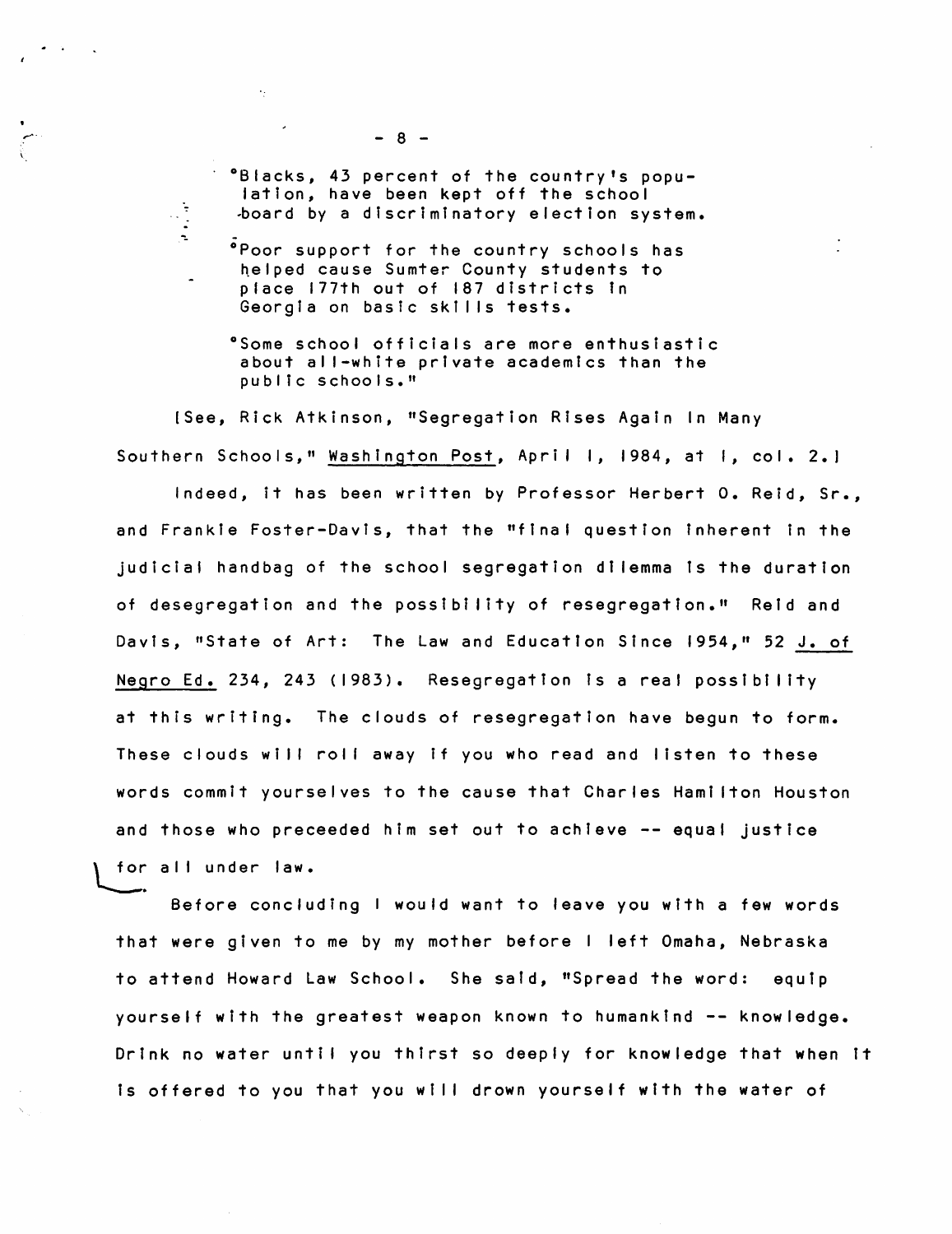°Blacks, 43 percent of the country's population, have been kept off the school board by a discriminatory election system.

°Poor support for the country schools has helped cause Sumter County students to place 177th out of 187 districts in Georgia on basic skills tests.

°Some school officials are more enthusiastic about all-white private academics than the public schools."

[See, Rick Atkinson, "Segregation Rises Again In Many Southern Schools," Washington Post, April 1, 1984, at 1, col. 2.]

Indeed, it has been written by Professor Herbert O. Reid, Sr., and Frankie Foster-Davis, that the "final question inherent in the judicial handbag of the school segregation dilemma is the duration of desegregation and the possibility of resegregation." Reid and Davis, "State of Art: The Law and Education Since 1954," 52 J. of Negro Ed. 234, 243 (1983). Resegregation is a real possibility at this writing. The clouds of resegregation have begun to form. These clouds will roll away if you who read and listen to these words commit yourselves to the cause that Charles Hamilton Houston and those who preceeded him set out to achieve -- equal justice for all under law.

Before concluding I would want to leave you with a few words that were given to me by my mother before I left Omaha, Nebraska to attend Howard Law School. She said, "Spread the word: equip yourself with the greatest weapon known to humankind -- knowledge. Drink no water until you thirst so deeply for knowledge that when it is offered to you that you will drown yourself with the water of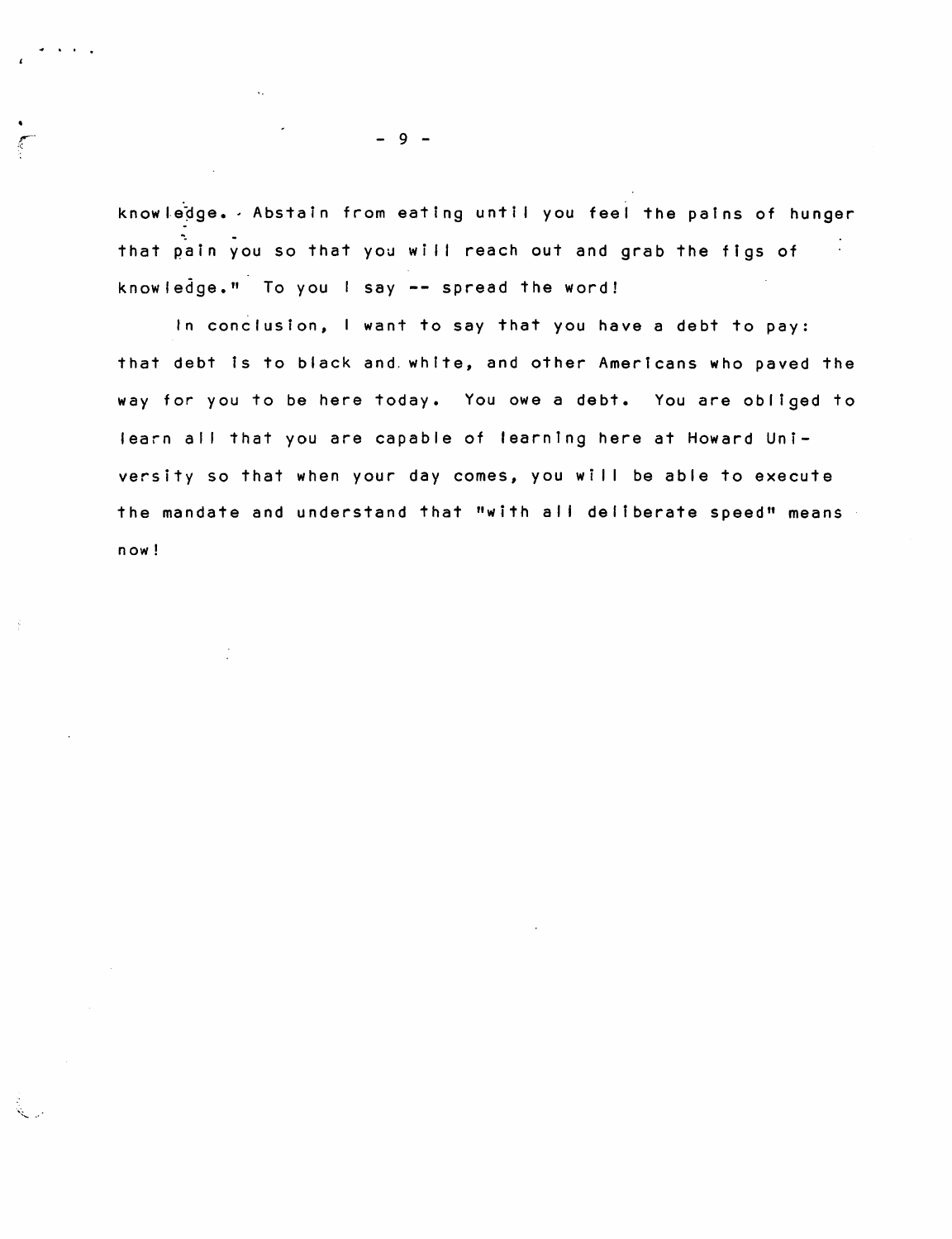knowledge. Abstain from eating until you feel the pains of hunger that pain you so that you will reach out and grab the figs of knowledge." To you I say -- spread the word!

In conclusion, I want to say that you have a debt to pay: that debt is to black and white, and other Americans who paved the way for you to be here today. You owe a debt. You are obliged to learn all that you are capable of learning here at Howard University so that when your day comes, you will be able to execute the mandate and understand that "with all deliberate speed" means now!